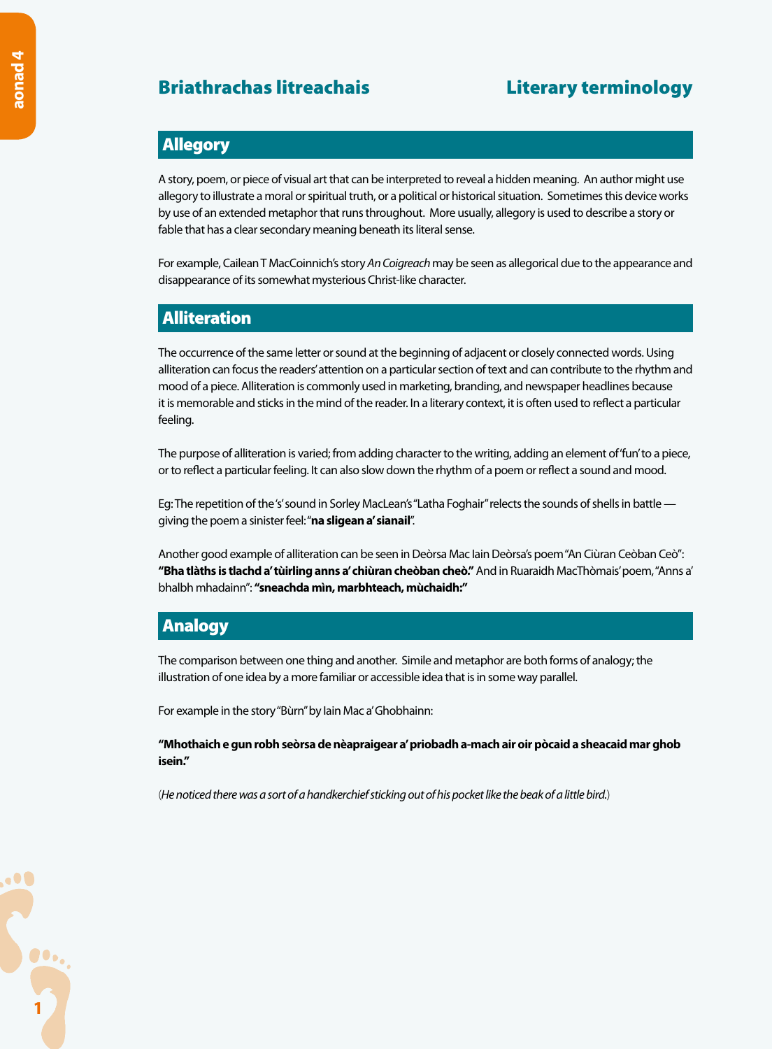## Briathrachas litreachais — Literary terminology

### Allegory

A story, poem, or piece of visual art that can be interpreted to reveal a hidden meaning. An author might use allegory to illustrate a moral or spiritual truth, or a political or historical situation. Sometimes this device works by use of an extended metaphor that runs throughout. More usually, allegory is used to describe a story or fable that has a clear secondary meaning beneath its literal sense.

For example, Cailean T MacCoinnich's story *An Coigreach* may be seen as allegorical due to the appearance and disappearance of its somewhat mysterious Christ-like character.

### Alliteration

The occurrence of the same letter or sound at the beginning of adjacent or closely connected words. Using alliteration can focus the readers' attention on a particular section of text and can contribute to the rhythm and mood of a piece. Alliteration is commonly used in marketing, branding, and newspaper headlines because it is memorable and sticks in the mind of the reader. In a literary context, it is often used to reflect a particular feeling.

The purpose of alliteration is varied; from adding character to the writing, adding an element of 'fun' to a piece, or to reflect a particular feeling. It can also slow down the rhythm of a poem or reflect a sound and mood.

Eg: The repetition of the 's' sound in Sorley MacLean's "Latha Foghair" relects the sounds of shells in battle — giving the poem a sinister feel: "**na sligean a' sianail**".

Another good example of alliteration can be seen in Deòrsa Mac Iain Deòrsa's poem "An Ciùran Ceòban Ceò": **"Bha tlàths is tlachd a' tùirling anns a' chiùran cheòban cheò."** And in Ruaraidh MacThòmais' poem, "Anns a' bhalbh mhadainn": **"sneachda mìn, marbhteach, mùchaidh:"**

### Analogy

The comparison between one thing and another. Simile and metaphor are both forms of analogy; the illustration of one idea by a more familiar or accessible idea that is in some way parallel.

For example in the story "Bùrn" by Iain Mac a' Ghobhainn:

**"Mhothaich e gun robh seòrsa de nèapraigear a' priobadh a-mach air oir pòcaid a sheacaid mar ghob isein."**

(*He noticed there was a sort of a handkerchief sticking out of his pocket like the beak of a little bird.*)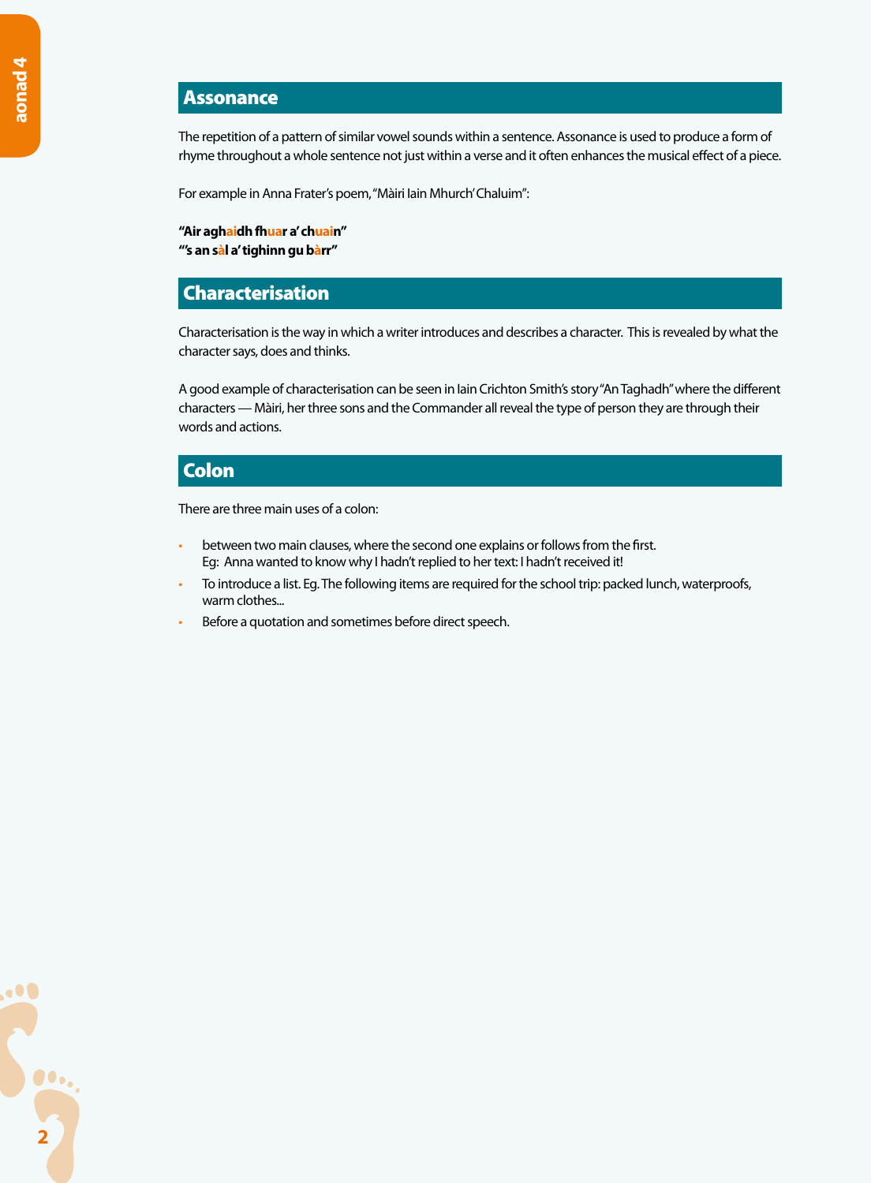## Assonance

The repetition of a pattern of similar vowel sounds within a sentence. Assonance is used to produce a form of rhyme throughout a whole sentence not just within a verse and it often enhances the musical effect of a piece.

For example in Anna Frater's poem, "Màiri Iain Mhurch' Chaluim":

**"Air aghaidh fhuar a' chuain"**
**"'s an sàl a' tighinn gu bàrr"**

## Characterisation

Characterisation is the way in which a writer introduces and describes a character. This is revealed by what the character says, does and thinks.

A good example of characterisation can be seen in Iain Crichton Smith's story "An Taghadh" where the different characters — Màiri, her three sons and the Commander all reveal the type of person they are through their words and actions.

## Colon

There are three main uses of a colon:

- between two main clauses, where the second one explains or follows from the first.
  Eg: Anna wanted to know why I hadn't replied to her text: I hadn't received it!
- To introduce a list. Eg. The following items are required for the school trip: packed lunch, waterproofs, warm clothes...
- Before a quotation and sometimes before direct speech.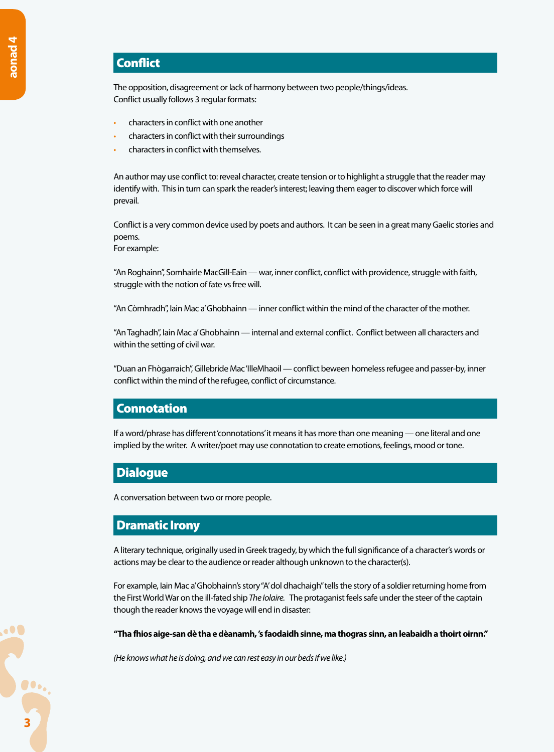## Conflict

The opposition, disagreement or lack of harmony between two people/things/ideas.
Conflict usually follows 3 regular formats:

- characters in conflict with one another
- characters in conflict with their surroundings
- characters in conflict with themselves.

An author may use conflict to: reveal character, create tension or to highlight a struggle that the reader may identify with. This in turn can spark the reader's interest; leaving them eager to discover which force will prevail.

Conflict is a very common device used by poets and authors. It can be seen in a great many Gaelic stories and poems.
For example:

"An Roghainn", Somhairle MacGill-Eain — war, inner conflict, conflict with providence, struggle with faith, struggle with the notion of fate vs free will.

"An Còmhradh", Iain Mac a' Ghobhainn — inner conflict within the mind of the character of the mother.

"An Taghadh", Iain Mac a' Ghobhainn — internal and external conflict. Conflict between all characters and within the setting of civil war.

"Duan an Fhògarraich", Gillebride Mac 'IlleMhaoil — conflict beween homeless refugee and passer-by, inner conflict within the mind of the refugee, conflict of circumstance.

## Connotation

If a word/phrase has different 'connotations' it means it has more than one meaning — one literal and one implied by the writer. A writer/poet may use connotation to create emotions, feelings, mood or tone.

## Dialogue

A conversation between two or more people.

## Dramatic Irony

A literary technique, originally used in Greek tragedy, by which the full significance of a character's words or actions may be clear to the audience or reader although unknown to the character(s).

For example, Iain Mac a' Ghobhainn's story "A' dol dhachaigh" tells the story of a soldier returning home from the First World War on the ill-fated ship *The Iolaire*. The protagonist feels safe under the steer of the captain though the reader knows the voyage will end in disaster:

**"Tha fhios aige-san dè tha e dèanamh, 's faodaidh sinne, ma thogras sinn, an leabaidh a thoirt oirnn."**

*(He knows what he is doing, and we can rest easy in our beds if we like.)*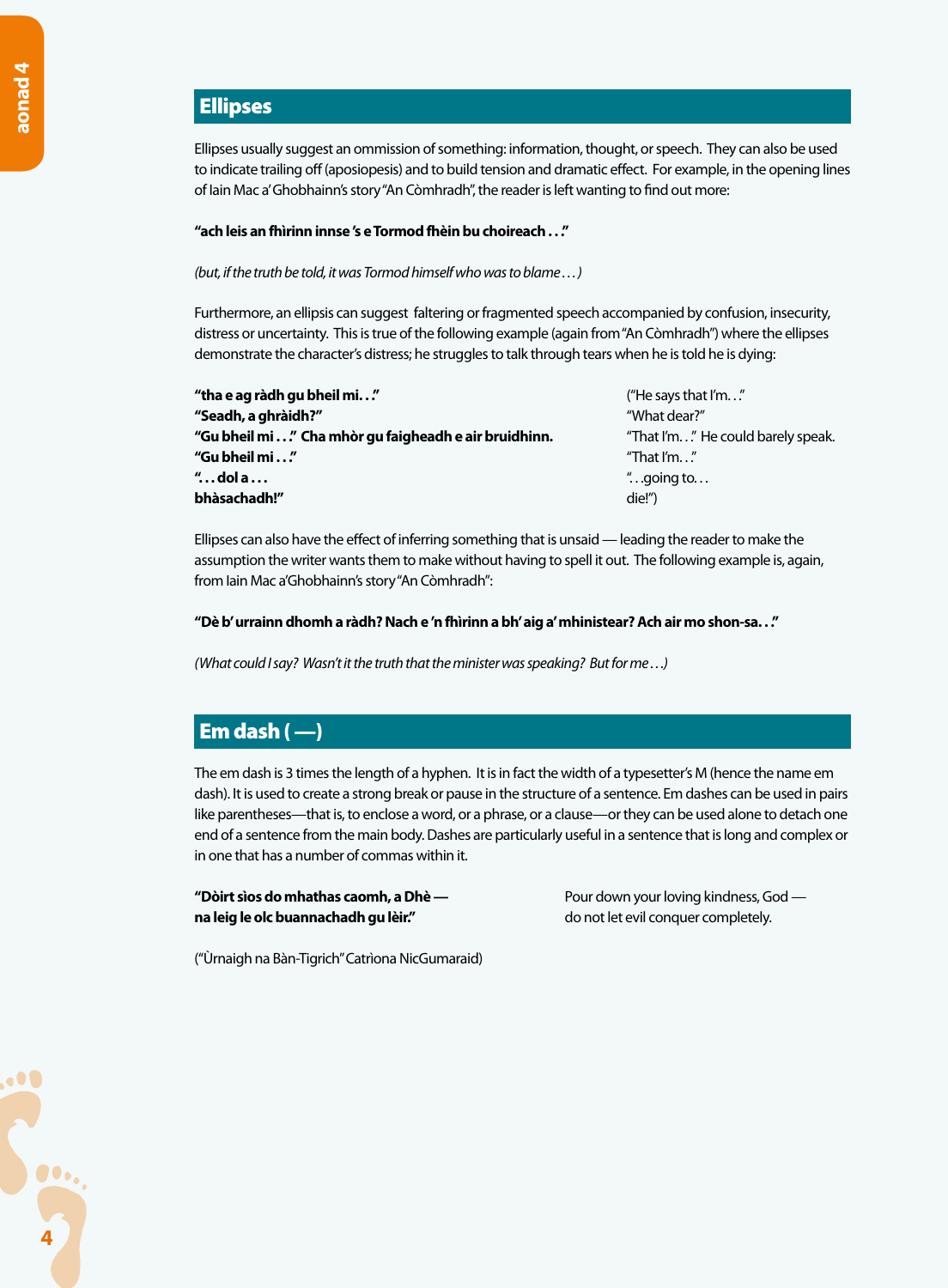## Ellipses

Ellipses usually suggest an ommission of something: information, thought, or speech. They can also be used to indicate trailing off (aposiopesis) and to build tension and dramatic effect. For example, in the opening lines of Iain Mac a' Ghobhainn's story "An Còmhradh", the reader is left wanting to find out more:

**"ach leis an fhìrinn innse 's e Tormod fhèin bu choireach . . ."**

*(but, if the truth be told, it was Tormod himself who was to blame . . . )*

Furthermore, an ellipsis can suggest faltering or fragmented speech accompanied by confusion, insecurity, distress or uncertainty. This is true of the following example (again from "An Còmhradh") where the ellipses demonstrate the character's distress; he struggles to talk through tears when he is told he is dying:

**"tha e ag ràdh gu bheil mi. . ."**
**"Seadh, a ghràidh?"**
**"Gu bheil mi . . ." Cha mhòr gu faigheadh e air bruidhinn.**
**"Gu bheil mi . . ."**
**". . . dol a . . .**
**bhàsachadh!"**

("He says that I'm. . ."
"What dear?"
"That I'm. . ." He could barely speak.
"That I'm. . ."
". . .going to. . .
die!")

Ellipses can also have the effect of inferring something that is unsaid — leading the reader to make the assumption the writer wants them to make without having to spell it out. The following example is, again, from Iain Mac a'Ghobhainn's story "An Còmhradh":

**"Dè b' urrainn dhomh a ràdh? Nach e 'n fhìrinn a bh' aig a' mhinistear? Ach air mo shon-sa. . ."**

*(What could I say? Wasn't it the truth that the minister was speaking? But for me . . .)*

## Em dash ( —)

The em dash is 3 times the length of a hyphen. It is in fact the width of a typesetter's M (hence the name em dash). It is used to create a strong break or pause in the structure of a sentence. Em dashes can be used in pairs like parentheses—that is, to enclose a word, or a phrase, or a clause—or they can be used alone to detach one end of a sentence from the main body. Dashes are particularly useful in a sentence that is long and complex or in one that has a number of commas within it.

**"Dòirt sìos do mhathas caomh, a Dhè —**
**na leig le olc buannachadh gu lèir."**

Pour down your loving kindness, God —
do not let evil conquer completely.

("Ùrnaigh na Bàn-Tigrich" Catrìona NicGumaraid)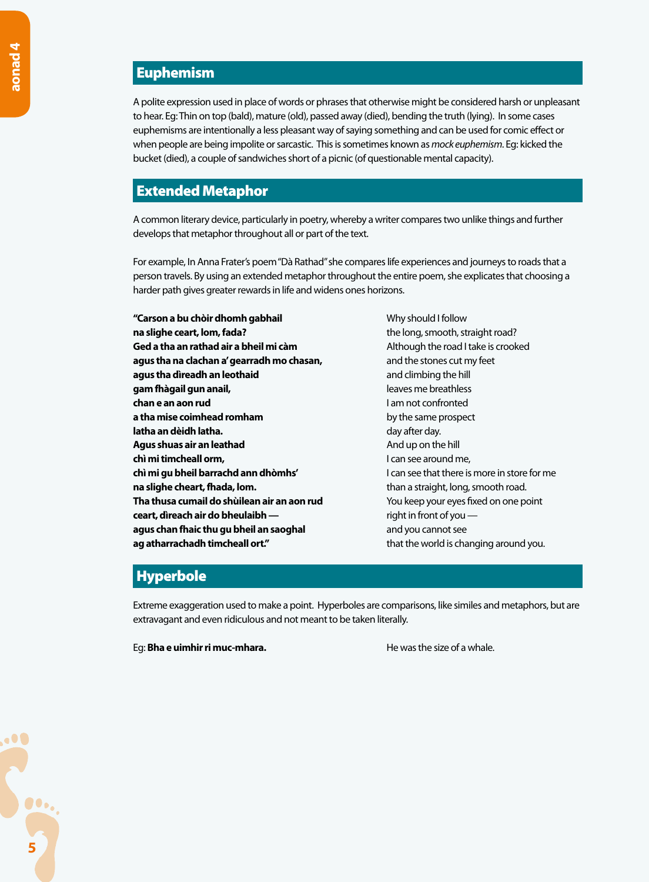## Euphemism

A polite expression used in place of words or phrases that otherwise might be considered harsh or unpleasant to hear. Eg: Thin on top (bald), mature (old), passed away (died), bending the truth (lying). In some cases euphemisms are intentionally a less pleasant way of saying something and can be used for comic effect or when people are being impolite or sarcastic. This is sometimes known as *mock euphemism*. Eg: kicked the bucket (died), a couple of sandwiches short of a picnic (of questionable mental capacity).

## Extended Metaphor

A common literary device, particularly in poetry, whereby a writer compares two unlike things and further develops that metaphor throughout all or part of the text.

For example, In Anna Frater's poem "Dà Rathad" she compares life experiences and journeys to roads that a person travels. By using an extended metaphor throughout the entire poem, she explicates that choosing a harder path gives greater rewards in life and widens ones horizons.

| | |
|---|---|
| **"Carson a bu chòir dhomh gabhail** | Why should I follow |
| **na slighe ceart, lom, fada?** | the long, smooth, straight road? |
| **Ged a tha an rathad air a bheil mi càm** | Although the road I take is crooked |
| **agus tha na clachan a' gearradh mo chasan,** | and the stones cut my feet |
| **agus tha dìreadh an leothaid** | and climbing the hill |
| **gam fhàgail gun anail,** | leaves me breathless |
| **chan e an aon rud** | I am not confronted |
| **a tha mise coimhead romham** | by the same prospect |
| **latha an dèidh latha.** | day after day. |
| **Agus shuas air an leathad** | And up on the hill |
| **chì mi timcheall orm,** | I can see around me, |
| **chì mi gu bheil barrachd ann dhòmhs'** | I can see that there is more in store for me |
| **na slighe cheart, fhada, lom.** | than a straight, long, smooth road. |
| **Tha thusa cumail do shùilean air an aon rud** | You keep your eyes fixed on one point |
| **ceart, dìreach air do bheulaibh —** | right in front of you — |
| **agus chan fhaic thu gu bheil an saoghal** | and you cannot see |
| **ag atharrachadh timcheall ort."** | that the world is changing around you. |

## Hyperbole

Extreme exaggeration used to make a point. Hyperboles are comparisons, like similes and metaphors, but are extravagant and even ridiculous and not meant to be taken literally.

Eg: **Bha e uimhir ri muc-mhara.** — He was the size of a whale.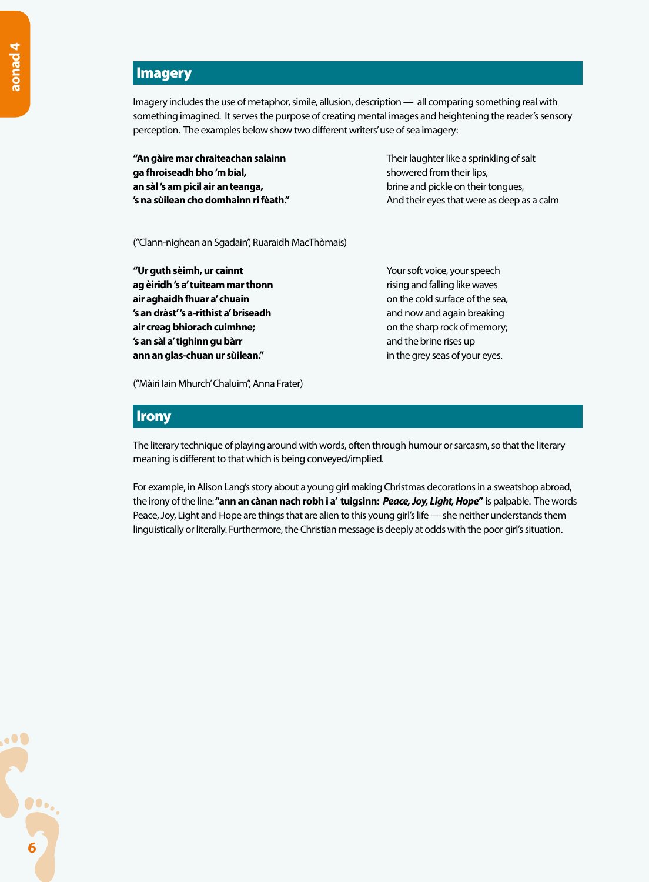## Imagery

Imagery includes the use of metaphor, simile, allusion, description — all comparing something real with something imagined. It serves the purpose of creating mental images and heightening the reader's sensory perception. The examples below show two different writers' use of sea imagery:

**"An gàire mar chraiteachan salainn**
**ga fhroiseadh bho 'm bial,**
**an sàl 's am picil air an teanga,**
**'s na sùilean cho domhainn ri fèath."**

Their laughter like a sprinkling of salt
showered from their lips,
brine and pickle on their tongues,
And their eyes that were as deep as a calm

("Clann-nighean an Sgadain", Ruaraidh MacThòmais)

**"Ur guth sèimh, ur cainnt**
**ag èiridh 's a' tuiteam mar thonn**
**air aghaidh fhuar a' chuain**
**'s an dràst' 's a-rithist a' briseadh**
**air creag bhiorach cuimhne;**
**'s an sàl a' tighinn gu bàrr**
**ann an glas-chuan ur sùilean."**

Your soft voice, your speech
rising and falling like waves
on the cold surface of the sea,
and now and again breaking
on the sharp rock of memory;
and the brine rises up
in the grey seas of your eyes.

("Màiri Iain Mhurch' Chaluim", Anna Frater)

## Irony

The literary technique of playing around with words, often through humour or sarcasm, so that the literary meaning is different to that which is being conveyed/implied.

For example, in Alison Lang's story about a young girl making Christmas decorations in a sweatshop abroad, the irony of the line: **"ann an cànan nach robh i a' tuigsinn: *Peace, Joy, Light, Hope*"** is palpable. The words Peace, Joy, Light and Hope are things that are alien to this young girl's life — she neither understands them linguistically or literally. Furthermore, the Christian message is deeply at odds with the poor girl's situation.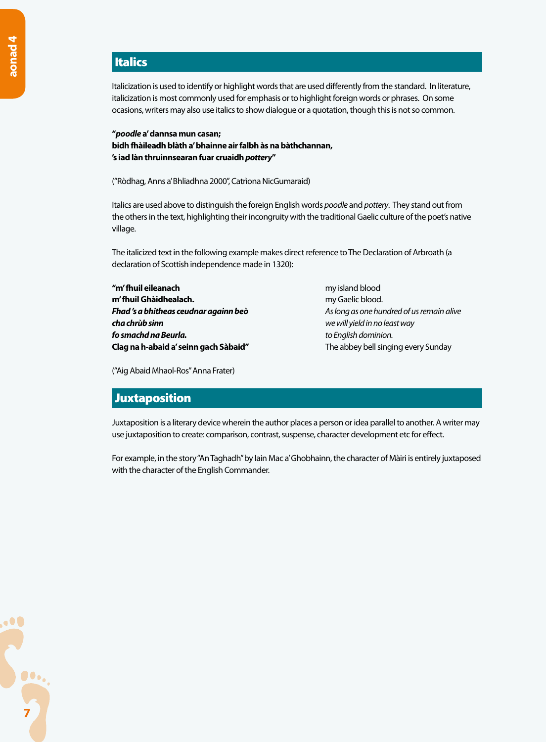## Italics

Italicization is used to identify or highlight words that are used differently from the standard. In literature, italicization is most commonly used for emphasis or to highlight foreign words or phrases. On some ocasions, writers may also use italics to show dialogue or a quotation, though this is not so common.

**"*poodle* a' dannsa mun casan;**
**bidh fhàileadh blàth a' bhainne air falbh às na bàthchannan,**
**'s iad làn thruinnsearan fuar cruaidh *pottery*"**

("Ròdhag, Anns a' Bhliadhna 2000", Catrìona NicGumaraid)

Italics are used above to distinguish the foreign English words *poodle* and *pottery*. They stand out from the others in the text, highlighting their incongruity with the traditional Gaelic culture of the poet's native village.

The italicized text in the following example makes direct reference to The Declaration of Arbroath (a declaration of Scottish independence made in 1320):

| | |
|---|---|
| **"m' fhuil eileanach** | my island blood |
| **m' fhuil Ghàidhealach.** | my Gaelic blood. |
| ***Fhad 's a bhitheas ceudnar againn beò*** | *As long as one hundred of us remain alive* |
| ***cha chrùb sinn*** | *we will yield in no least way* |
| ***fo smachd na Beurla.*** | *to English dominion.* |
| **Clag na h-abaid a' seinn gach Sàbaid"** | The abbey bell singing every Sunday |

("Aig Abaid Mhaol-Ros" Anna Frater)

## Juxtaposition

Juxtaposition is a literary device wherein the author places a person or idea parallel to another. A writer may use juxtaposition to create: comparison, contrast, suspense, character development etc for effect.

For example, in the story "An Taghadh" by Iain Mac a' Ghobhainn, the character of Màiri is entirely juxtaposed with the character of the English Commander.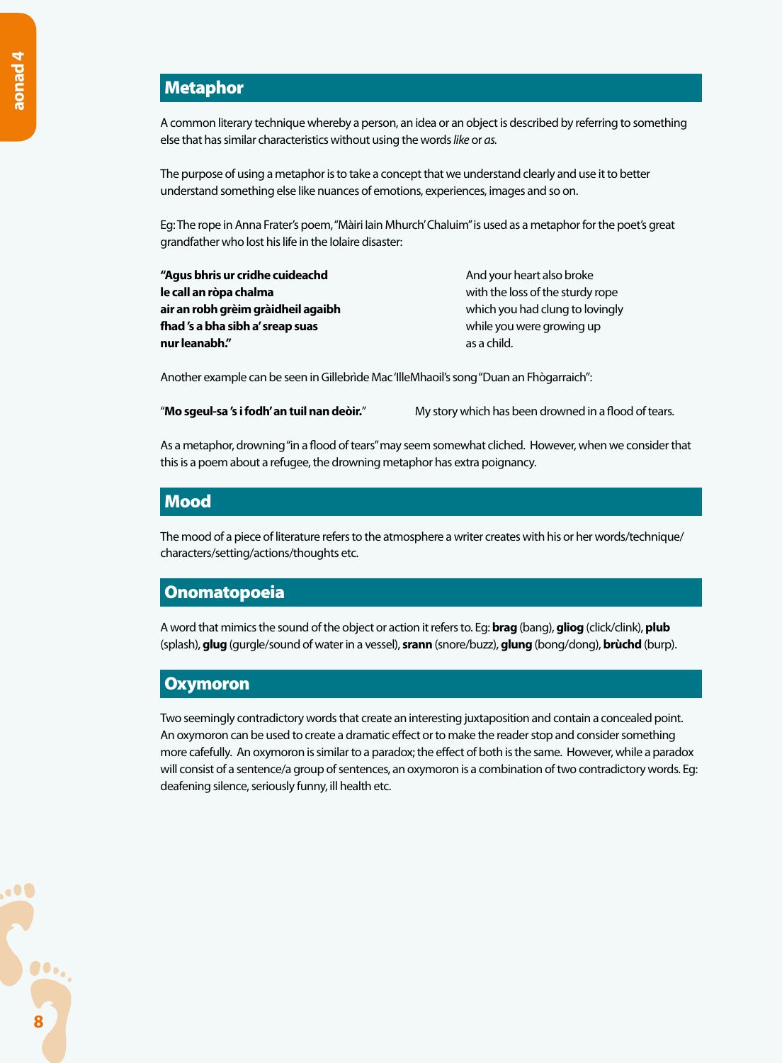## Metaphor

A common literary technique whereby a person, an idea or an object is described by referring to something else that has similar characteristics without using the words *like* or *as.*

The purpose of using a metaphor is to take a concept that we understand clearly and use it to better understand something else like nuances of emotions, experiences, images and so on.

Eg: The rope in Anna Frater's poem, "Màiri Iain Mhurch' Chaluim" is used as a metaphor for the poet's great grandfather who lost his life in the Iolaire disaster:

| | |
|---|---|
| **"Agus bhris ur cridhe cuideachd** | And your heart also broke |
| **le call an ròpa chalma** | with the loss of the sturdy rope |
| **air an robh grèim gràidheil agaibh** | which you had clung to lovingly |
| **fhad 's a bha sibh a' sreap suas** | while you were growing up |
| **nur leanabh."** | as a child. |

Another example can be seen in Gillebrìde Mac 'IlleMhaoil's song "Duan an Fhògarraich":

"**Mo sgeul-sa 's i fodh' an tuil nan deòir.**" — My story which has been drowned in a flood of tears.

As a metaphor, drowning "in a flood of tears" may seem somewhat cliched. However, when we consider that this is a poem about a refugee, the drowning metaphor has extra poignancy.

## Mood

The mood of a piece of literature refers to the atmosphere a writer creates with his or her words/technique/characters/setting/actions/thoughts etc.

## Onomatopoeia

A word that mimics the sound of the object or action it refers to. Eg: **brag** (bang), **gliog** (click/clink), **plub** (splash), **glug** (gurgle/sound of water in a vessel), **srann** (snore/buzz), **glung** (bong/dong), **brùchd** (burp).

## Oxymoron

Two seemingly contradictory words that create an interesting juxtaposition and contain a concealed point. An oxymoron can be used to create a dramatic effect or to make the reader stop and consider something more cafefully. An oxymoron is similar to a paradox; the effect of both is the same. However, while a paradox will consist of a sentence/a group of sentences, an oxymoron is a combination of two contradictory words. Eg: deafening silence, seriously funny, ill health etc.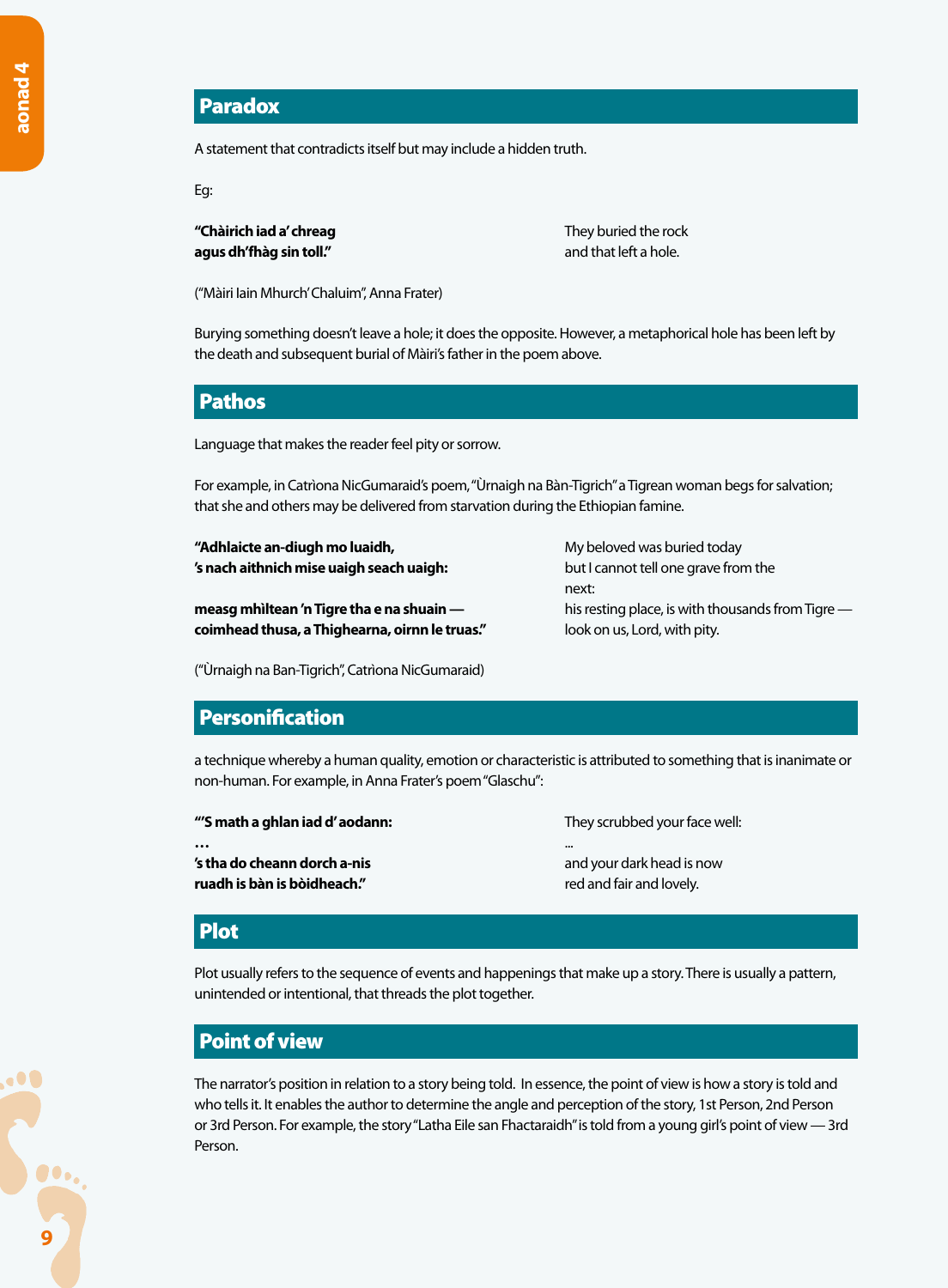## Paradox

A statement that contradicts itself but may include a hidden truth.

Eg:

| | |
|---|---|
| **"Chàirich iad a' chreag agus dh'fhàg sin toll."** | They buried the rock and that left a hole. |

("Màiri Iain Mhurch' Chaluim", Anna Frater)

Burying something doesn't leave a hole; it does the opposite. However, a metaphorical hole has been left by the death and subsequent burial of Màiri's father in the poem above.

## Pathos

Language that makes the reader feel pity or sorrow.

For example, in Catrìona NicGumaraid's poem, "Ùrnaigh na Bàn-Tigrich" a Tigrean woman begs for salvation; that she and others may be delivered from starvation during the Ethiopian famine.

| | |
|---|---|
| **"Adhlaicte an-diugh mo luaidh,** | My beloved was buried today |
| **'s nach aithnich mise uaigh seach uaigh:** | but I cannot tell one grave from the next: |
| **measg mhìltean 'n Tigre tha e na shuain —** | his resting place, is with thousands from Tigre — |
| **coimhead thusa, a Thighearna, oirnn le truas."** | look on us, Lord, with pity. |

("Ùrnaigh na Ban-Tigrich", Catrìona NicGumaraid)

## Personification

a technique whereby a human quality, emotion or characteristic is attributed to something that is inanimate or non-human. For example, in Anna Frater's poem "Glaschu":

| | |
|---|---|
| **"'S math a ghlan iad d' aodann:** | They scrubbed your face well: |
| **…** | ... |
| **'s tha do cheann dorch a-nis** | and your dark head is now |
| **ruadh is bàn is bòidheach."** | red and fair and lovely. |

## Plot

Plot usually refers to the sequence of events and happenings that make up a story. There is usually a pattern, unintended or intentional, that threads the plot together.

## Point of view

The narrator's position in relation to a story being told. In essence, the point of view is how a story is told and who tells it. It enables the author to determine the angle and perception of the story, 1st Person, 2nd Person or 3rd Person. For example, the story "Latha Eile san Fhactaraidh" is told from a young girl's point of view — 3rd Person.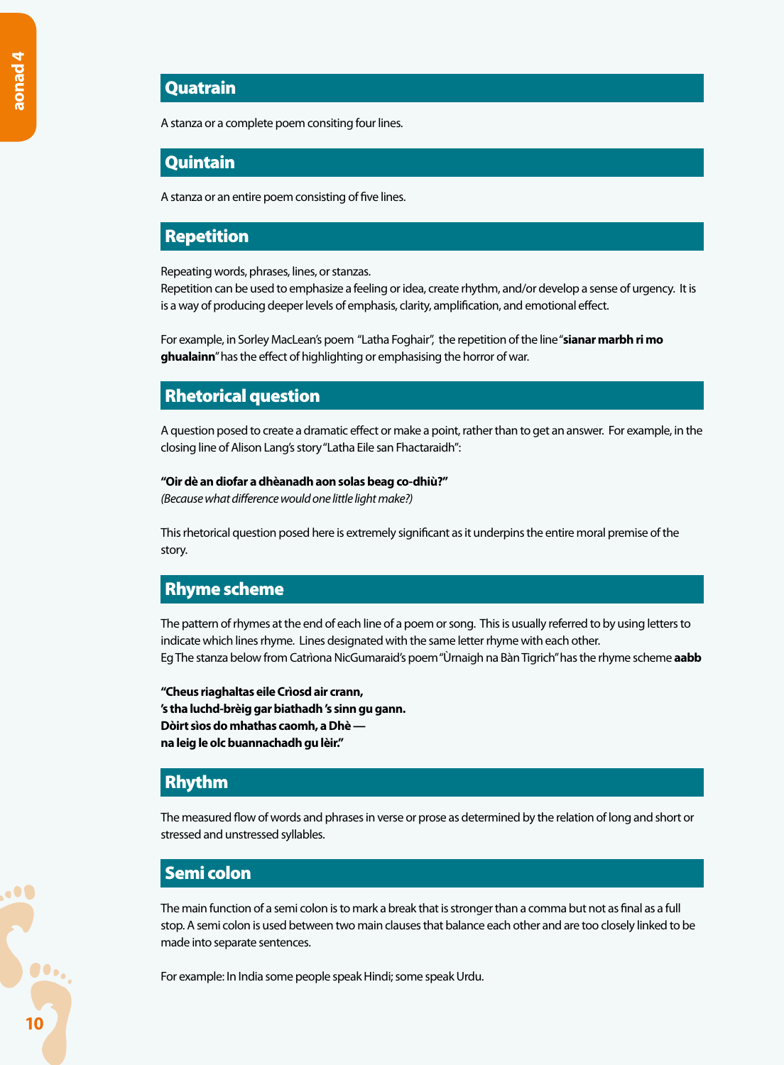## Quatrain

A stanza or a complete poem consiting four lines.

## Quintain

A stanza or an entire poem consisting of five lines.

## Repetition

Repeating words, phrases, lines, or stanzas.
Repetition can be used to emphasize a feeling or idea, create rhythm, and/or develop a sense of urgency. It is is a way of producing deeper levels of emphasis, clarity, amplification, and emotional effect.

For example, in Sorley MacLean's poem "Latha Foghair", the repetition of the line "**sianar marbh ri mo ghualainn**" has the effect of highlighting or emphasising the horror of war.

## Rhetorical question

A question posed to create a dramatic effect or make a point, rather than to get an answer. For example, in the closing line of Alison Lang's story "Latha Eile san Fhactaraidh":

**"Oir dè an diofar a dhèanadh aon solas beag co-dhiù?"**
*(Because what difference would one little light make?)*

This rhetorical question posed here is extremely significant as it underpins the entire moral premise of the story.

## Rhyme scheme

The pattern of rhymes at the end of each line of a poem or song. This is usually referred to by using letters to indicate which lines rhyme. Lines designated with the same letter rhyme with each other.
Eg The stanza below from Catrìona NicGumaraid's poem "Ùrnaigh na Bàn Tigrich" has the rhyme scheme **aabb**

**"Cheus riaghaltas eile Crìosd air crann,**
**'s tha luchd-brèig gar biathadh 's sinn gu gann.**
**Dòirt sìos do mhathas caomh, a Dhè —**
**na leig le olc buannachadh gu lèir."**

## Rhythm

The measured flow of words and phrases in verse or prose as determined by the relation of long and short or stressed and unstressed syllables.

## Semi colon

The main function of a semi colon is to mark a break that is stronger than a comma but not as final as a full stop. A semi colon is used between two main clauses that balance each other and are too closely linked to be made into separate sentences.

For example: In India some people speak Hindi; some speak Urdu.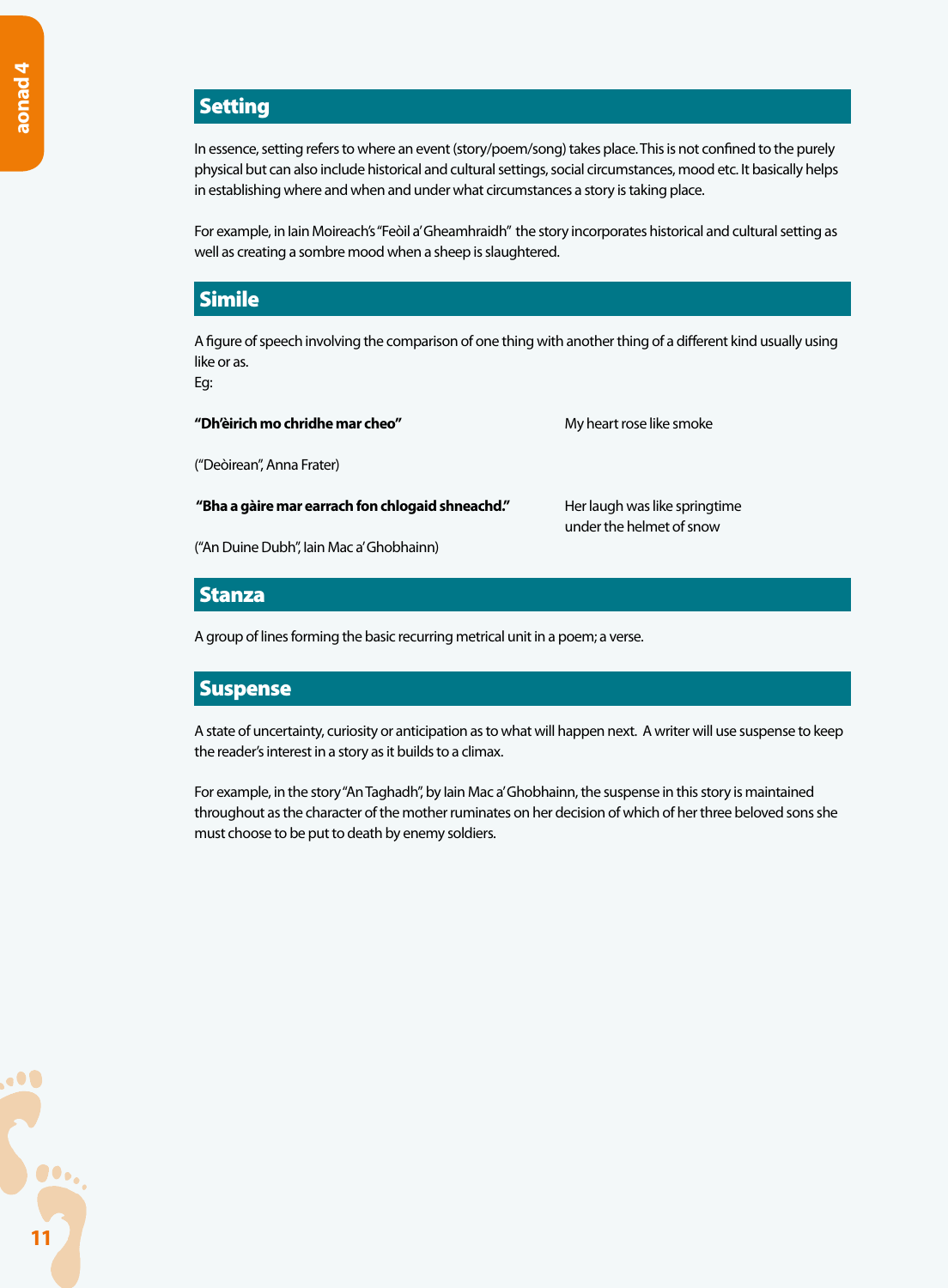## Setting

In essence, setting refers to where an event (story/poem/song) takes place. This is not confined to the purely physical but can also include historical and cultural settings, social circumstances, mood etc. It basically helps in establishing where and when and under what circumstances a story is taking place.

For example, in Iain Moireach's "Feòil a' Gheamhraidh" the story incorporates historical and cultural setting as well as creating a sombre mood when a sheep is slaughtered.

## Simile

A figure of speech involving the comparison of one thing with another thing of a different kind usually using like or as.
Eg:

**"Dh'èirich mo chridhe mar cheo"** — My heart rose like smoke

("Deòirean", Anna Frater)

**"Bha a gàire mar earrach fon chlogaid shneachd."** — Her laugh was like springtime under the helmet of snow

("An Duine Dubh", Iain Mac a' Ghobhainn)

## Stanza

A group of lines forming the basic recurring metrical unit in a poem; a verse.

## Suspense

A state of uncertainty, curiosity or anticipation as to what will happen next. A writer will use suspense to keep the reader's interest in a story as it builds to a climax.

For example, in the story "An Taghadh", by Iain Mac a' Ghobhainn, the suspense in this story is maintained throughout as the character of the mother ruminates on her decision of which of her three beloved sons she must choose to be put to death by enemy soldiers.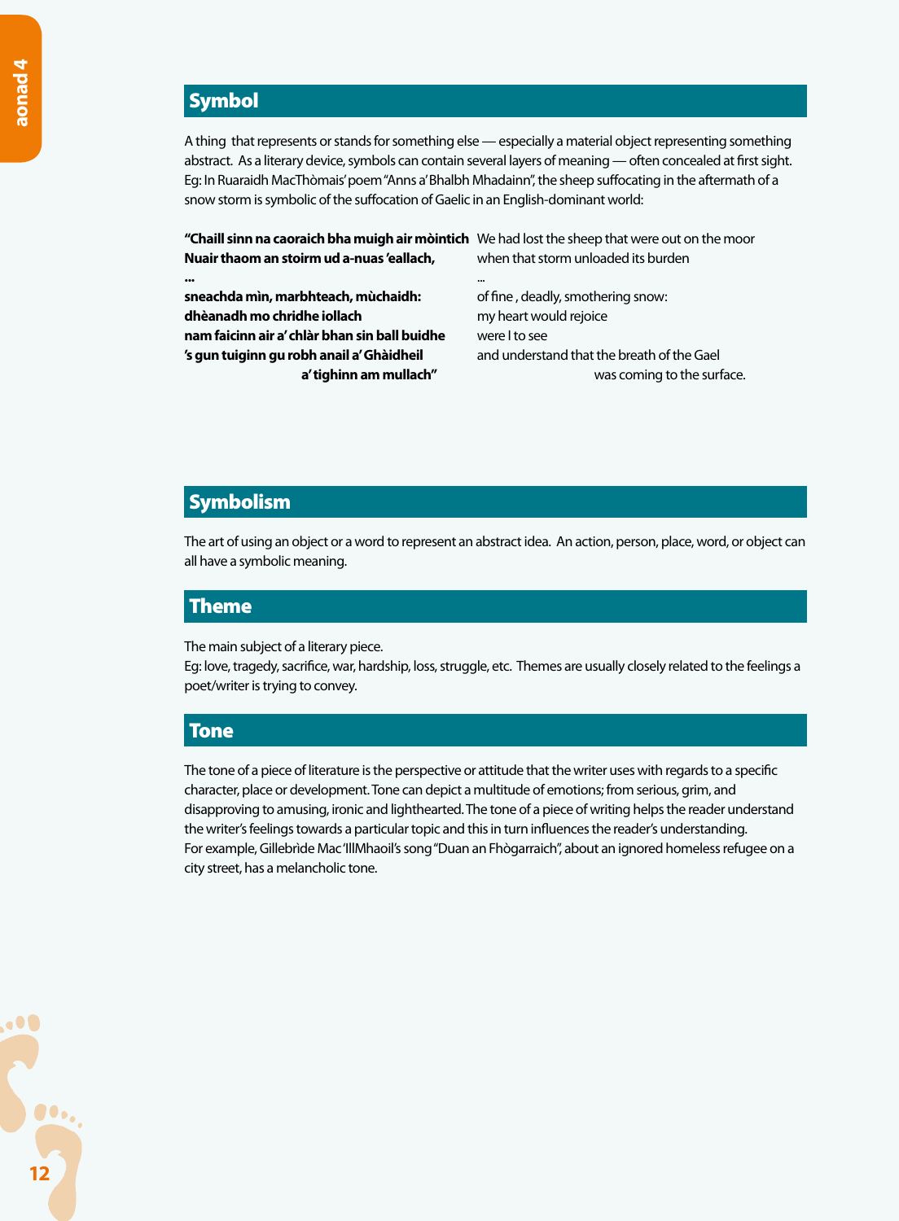## Symbol

A thing that represents or stands for something else — especially a material object representing something abstract. As a literary device, symbols can contain several layers of meaning — often concealed at first sight. Eg: In Ruaraidh MacThòmais' poem "Anns a' Bhalbh Mhadainn", the sheep suffocating in the aftermath of a snow storm is symbolic of the suffocation of Gaelic in an English-dominant world:

| | |
|---|---|
| **"Chaill sinn na caoraich bha muigh air mòintich** | We had lost the sheep that were out on the moor |
| **Nuair thaom an stoirm ud a-nuas 'eallach,** | when that storm unloaded its burden |
| **...** | ... |
| **sneachda mìn, marbhteach, mùchaidh:** | of fine , deadly, smothering snow: |
| **dhèanadh mo chridhe iollach** | my heart would rejoice |
| **nam faicinn air a' chlàr bhan sin ball buidhe** | were I to see |
| **'s gun tuiginn gu robh anail a' Ghàidheil** | and understand that the breath of the Gael |
| **a' tighinn am mullach"** | was coming to the surface. |

## Symbolism

The art of using an object or a word to represent an abstract idea. An action, person, place, word, or object can all have a symbolic meaning.

## Theme

The main subject of a literary piece.
Eg: love, tragedy, sacrifice, war, hardship, loss, struggle, etc. Themes are usually closely related to the feelings a poet/writer is trying to convey.

## Tone

The tone of a piece of literature is the perspective or attitude that the writer uses with regards to a specific character, place or development. Tone can depict a multitude of emotions; from serious, grim, and disapproving to amusing, ironic and lighthearted. The tone of a piece of writing helps the reader understand the writer's feelings towards a particular topic and this in turn influences the reader's understanding.
For example, Gillebrìde Mac 'IllMhaoil's song "Duan an Fhògarraich", about an ignored homeless refugee on a city street, has a melancholic tone.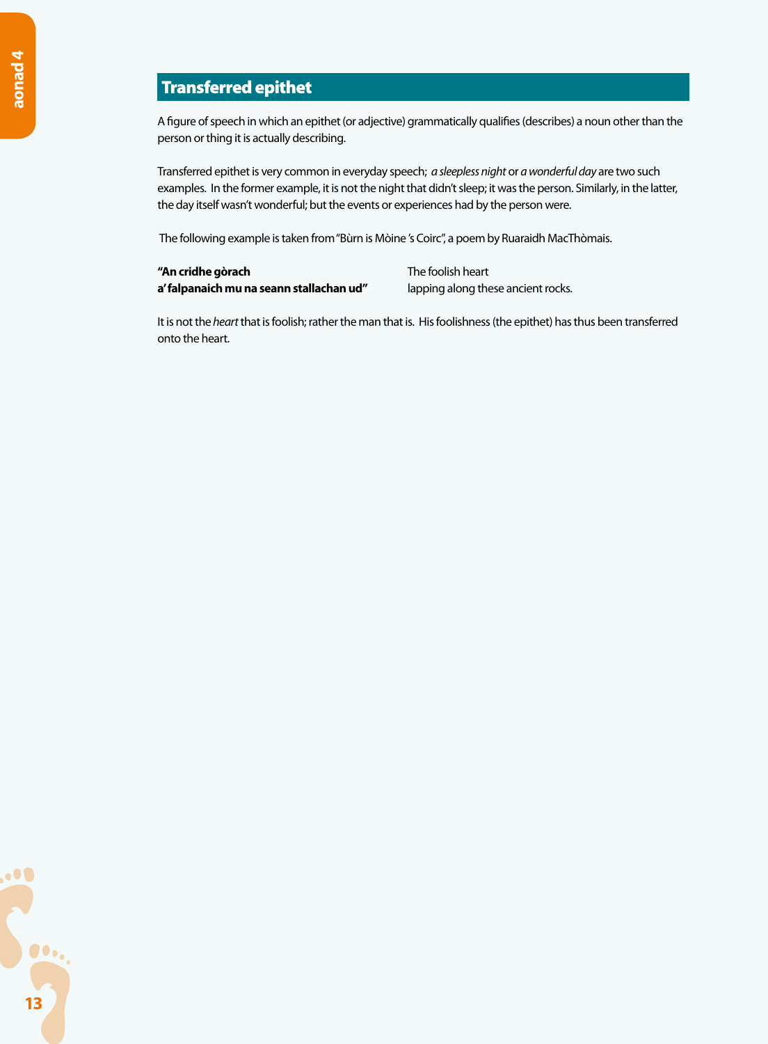## Transferred epithet

A figure of speech in which an epithet (or adjective) grammatically qualifies (describes) a noun other than the person or thing it is actually describing.

Transferred epithet is very common in everyday speech; *a sleepless night* or *a wonderful day* are two such examples. In the former example, it is not the night that didn't sleep; it was the person. Similarly, in the latter, the day itself wasn't wonderful; but the events or experiences had by the person were.

The following example is taken from "Bùrn is Mòine 's Coirc", a poem by Ruaraidh MacThòmais.

| | |
|---|---|
| **"An cridhe gòrach** | The foolish heart |
| **a' falpanaich mu na seann stallachan ud"** | lapping along these ancient rocks. |

It is not the *heart* that is foolish; rather the man that is. His foolishness (the epithet) has thus been transferred onto the heart.